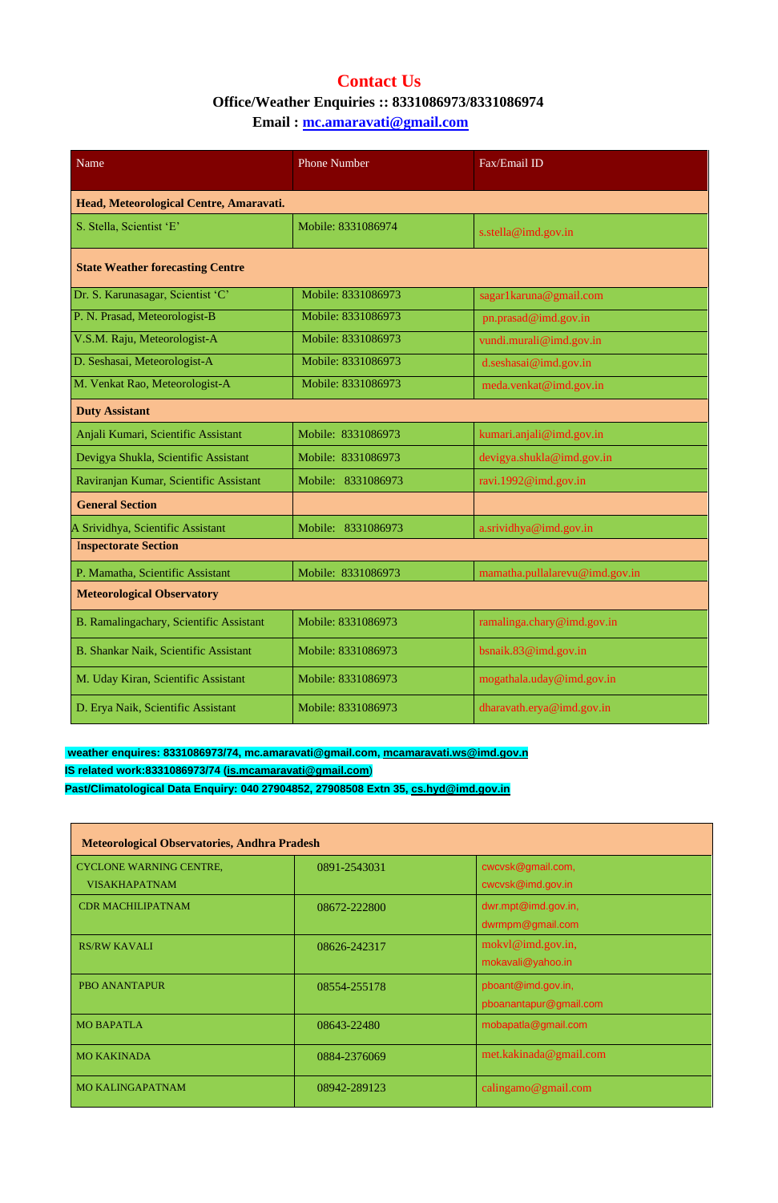# Contact Us

**Office/Weather Enquiries :: 8331086973/8331086974**

**Email : mc.amaravati@gmail.com**

| Name | Phone Number | Fax/Email ID |
|---|---|---|
| **Head, Meteorological Centre, Amaravati.** | | |
| S. Stella, Scientist 'E' | Mobile: 8331086974 | s.stella@imd.gov.in |
| **State Weather forecasting Centre** | | |
| Dr. S. Karunasagar, Scientist 'C' | Mobile: 8331086973 | sagar1karuna@gmail.com |
| P. N. Prasad, Meteorologist-B | Mobile: 8331086973 | pn.prasad@imd.gov.in |
| V.S.M. Raju, Meteorologist-A | Mobile: 8331086973 | vundi.murali@imd.gov.in |
| D. Seshasai, Meteorologist-A | Mobile: 8331086973 | d.seshasai@imd.gov.in |
| M. Venkat Rao, Meteorologist-A | Mobile: 8331086973 | meda.venkat@imd.gov.in |
| **Duty Assistant** | | |
| Anjali Kumari, Scientific Assistant | Mobile: 8331086973 | kumari.anjali@imd.gov.in |
| Devigya Shukla, Scientific Assistant | Mobile: 8331086973 | devigya.shukla@imd.gov.in |
| Raviranjan Kumar, Scientific Assistant | Mobile: 8331086973 | ravi.1992@imd.gov.in |
| **General Section** | | |
| A Srividhya, Scientific Assistant | Mobile: 8331086973 | a.srividhya@imd.gov.in |
| **Inspectorate Section** | | |
| P. Mamatha, Scientific Assistant | Mobile: 8331086973 | mamatha.pullalarevu@imd.gov.in |
| **Meteorological Observatory** | | |
| B. Ramalingachary, Scientific Assistant | Mobile: 8331086973 | ramalinga.chary@imd.gov.in |
| B. Shankar Naik, Scientific Assistant | Mobile: 8331086973 | bsnaik.83@imd.gov.in |
| M. Uday Kiran, Scientific Assistant | Mobile: 8331086973 | mogathala.uday@imd.gov.in |
| D. Erya Naik, Scientific Assistant | Mobile: 8331086973 | dharavath.erya@imd.gov.in |

**weather enquires: 8331086973/74, mc.amaravati@gmail.com, mcamaravati.ws@imd.gov.n**

**IS related work:8331086973/74 (is.mcamaravati@gmail.com)**

**Past/Climatological Data Enquiry: 040 27904852, 27908508 Extn 35, cs.hyd@imd.gov.in**

| Meteorological Observatories, Andhra Pradesh | | |
|---|---|---|
| CYCLONE WARNING CENTRE, VISAKHAPATNAM | 0891-2543031 | cwcvsk@gmail.com, cwcvsk@imd.gov.in |
| CDR MACHILIPATNAM | 08672-222800 | dwr.mpt@imd.gov.in, dwrmpm@gmail.com |
| RS/RW KAVALI | 08626-242317 | mokvl@imd.gov.in, mokavali@yahoo.in |
| PBO ANANTAPUR | 08554-255178 | pboant@imd.gov.in, pboanantapur@gmail.com |
| MO BAPATLA | 08643-22480 | mobapatla@gmail.com |
| MO KAKINADA | 0884-2376069 | met.kakinada@gmail.com |
| MO KALINGAPATNAM | 08942-289123 | calingamo@gmail.com |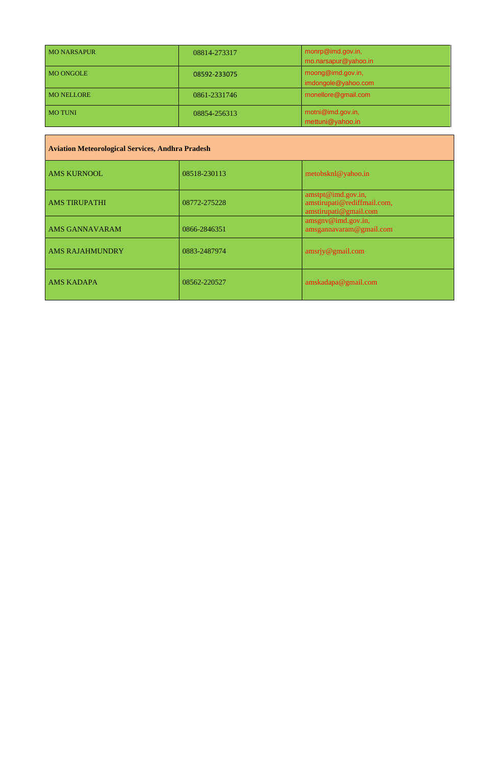| | | |
|---|---|---|
| MO NARSAPUR | 08814-273317 | monrp@imd.gov.in, mo.narsapur@yahoo.in |
| MO ONGOLE | 08592-233075 | moong@imd.gov.in, imdongole@yahoo.com |
| MO NELLORE | 0861-2331746 | monellore@gmail.com |
| MO TUNI | 08854-256313 | motni@imd.gov.in, mettuni@yahoo.in |

| **Aviation Meteorological Services, Andhra Pradesh** | | |
|---|---|---|
| AMS KURNOOL | 08518-230113 | metobsknl@yahoo.in |
| AMS TIRUPATHI | 08772-275228 | amstpt@imd.gov.in, amstirupati@rediffmail.com, amstirupati@gmail.com |
| AMS GANNAVARAM | 0866-2846351 | amsgnv@imd.gov.in, amsgannavaram@gmail.com |
| AMS RAJAHMUNDRY | 0883-2487974 | amsrjy@gmail.com |
| AMS KADAPA | 08562-220527 | amskadapa@gmail.com |